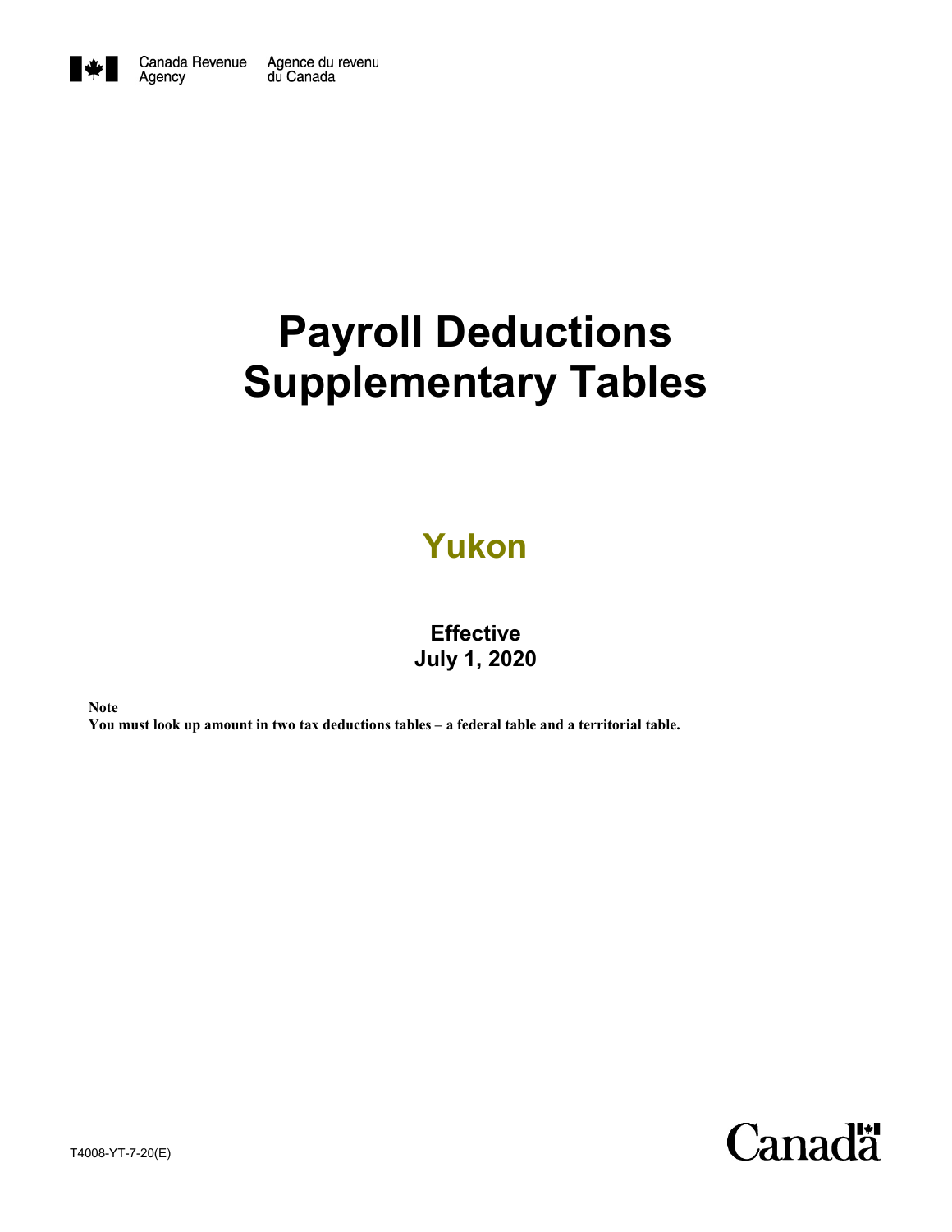Canada Revenue Agency    Agence du revenu du Canada

# Payroll Deductions Supplementary Tables

## Yukon

**Effective**
**July 1, 2020**

**Note**
**You must look up amount in two tax deductions tables – a federal table and a territorial table.**

T4008-YT-7-20(E)

Canada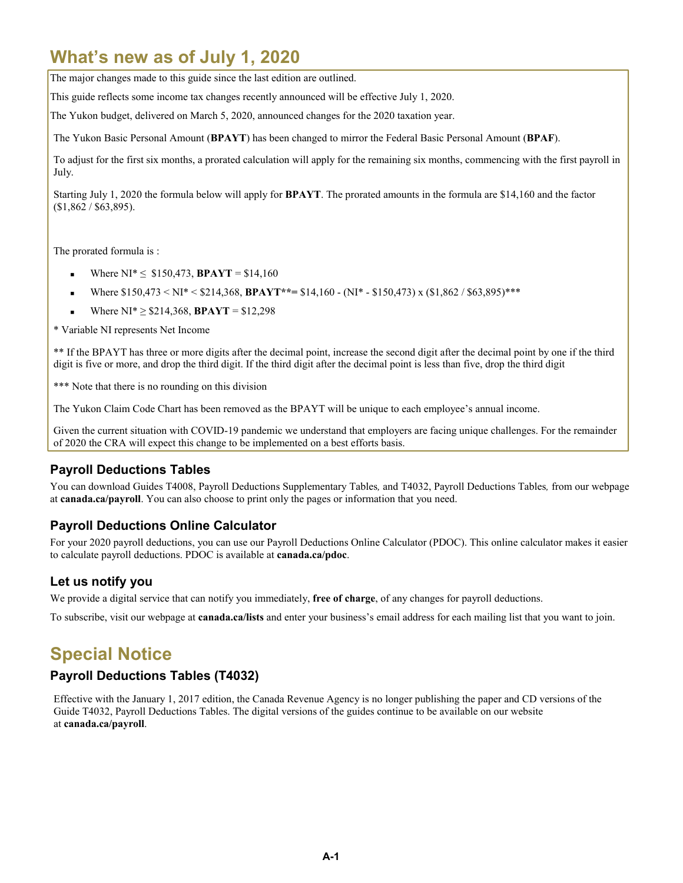# What's new as of July 1, 2020

The major changes made to this guide since the last edition are outlined.

This guide reflects some income tax changes recently announced will be effective July 1, 2020.

The Yukon budget, delivered on March 5, 2020, announced changes for the 2020 taxation year.

The Yukon Basic Personal Amount (**BPAYT**) has been changed to mirror the Federal Basic Personal Amount (**BPAF**).

To adjust for the first six months, a prorated calculation will apply for the remaining six months, commencing with the first payroll in July.

Starting July 1, 2020 the formula below will apply for **BPAYT**. The prorated amounts in the formula are $14,160 and the factor ($1,862 / $63,895).

The prorated formula is :

- Where NI* ≤ $150,473, **BPAYT** = $14,160
- Where $150,473 < NI* < $214,368, **BPAYT**\*\*= $14,160 - (NI* - $150,473) x ($1,862 / $63,895)***
- Where NI* ≥ $214,368, **BPAYT** = $12,298

\* Variable NI represents Net Income

** If the BPAYT has three or more digits after the decimal point, increase the second digit after the decimal point by one if the third digit is five or more, and drop the third digit. If the third digit after the decimal point is less than five, drop the third digit

*** Note that there is no rounding on this division

The Yukon Claim Code Chart has been removed as the BPAYT will be unique to each employee's annual income.

Given the current situation with COVID-19 pandemic we understand that employers are facing unique challenges. For the remainder of 2020 the CRA will expect this change to be implemented on a best efforts basis.

### Payroll Deductions Tables

You can download Guides T4008, Payroll Deductions Supplementary Tables*,* and T4032, Payroll Deductions Tables*,* from our webpage at **canada.ca/payroll**. You can also choose to print only the pages or information that you need.

### Payroll Deductions Online Calculator

For your 2020 payroll deductions, you can use our Payroll Deductions Online Calculator (PDOC). This online calculator makes it easier to calculate payroll deductions. PDOC is available at **canada.ca/pdoc**.

### Let us notify you

We provide a digital service that can notify you immediately, **free of charge**, of any changes for payroll deductions.

To subscribe, visit our webpage at **canada.ca/lists** and enter your business's email address for each mailing list that you want to join.

# Special Notice

### Payroll Deductions Tables (T4032)

Effective with the January 1, 2017 edition, the Canada Revenue Agency is no longer publishing the paper and CD versions of the Guide T4032, Payroll Deductions Tables. The digital versions of the guides continue to be available on our website at **canada.ca/payroll**.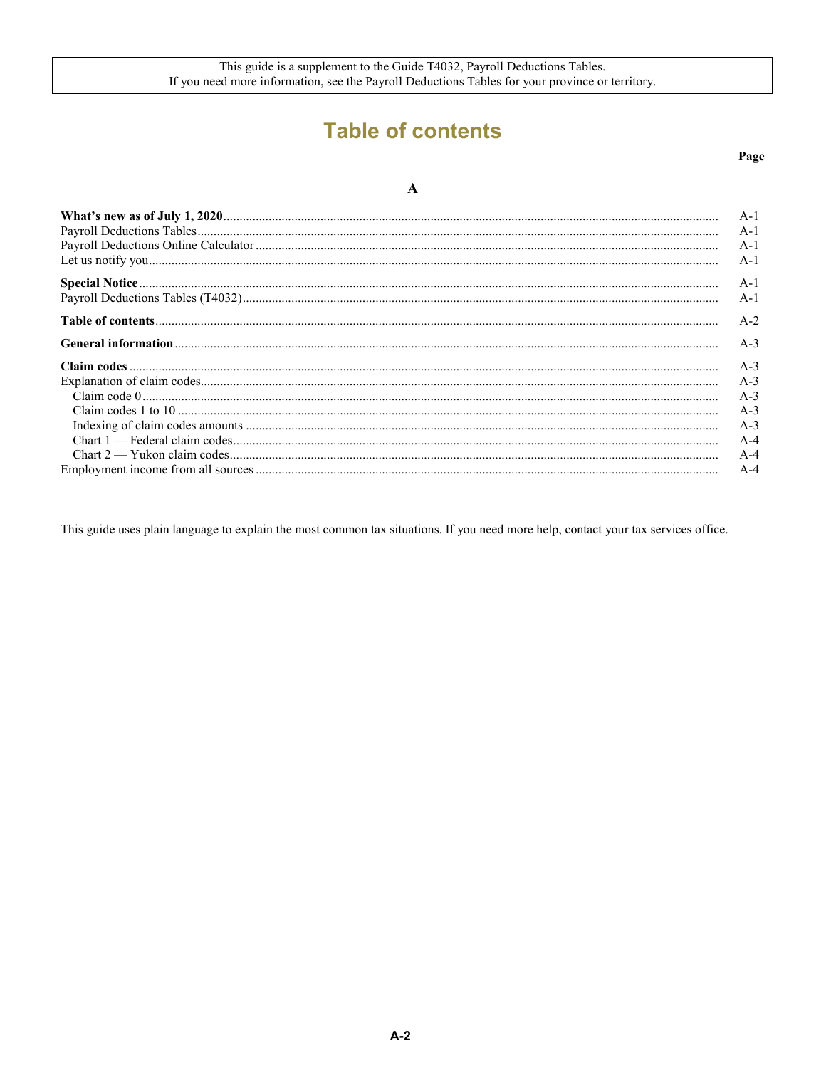This guide is a supplement to the Guide T4032, Payroll Deductions Tables.
If you need more information, see the Payroll Deductions Tables for your province or territory.

# Table of contents

| | Page |
|---|---|
| **A** | |
| **What's new as of July 1, 2020** | A-1 |
| Payroll Deductions Tables | A-1 |
| Payroll Deductions Online Calculator | A-1 |
| Let us notify you | A-1 |
| **Special Notice** | A-1 |
| Payroll Deductions Tables (T4032) | A-1 |
| **Table of contents** | A-2 |
| **General information** | A-3 |
| **Claim codes** | A-3 |
| Explanation of claim codes | A-3 |
| Claim code 0 | A-3 |
| Claim codes 1 to 10 | A-3 |
| Indexing of claim codes amounts | A-3 |
| Chart 1 — Federal claim codes | A-4 |
| Chart 2 — Yukon claim codes | A-4 |
| Employment income from all sources | A-4 |

This guide uses plain language to explain the most common tax situations. If you need more help, contact your tax services office.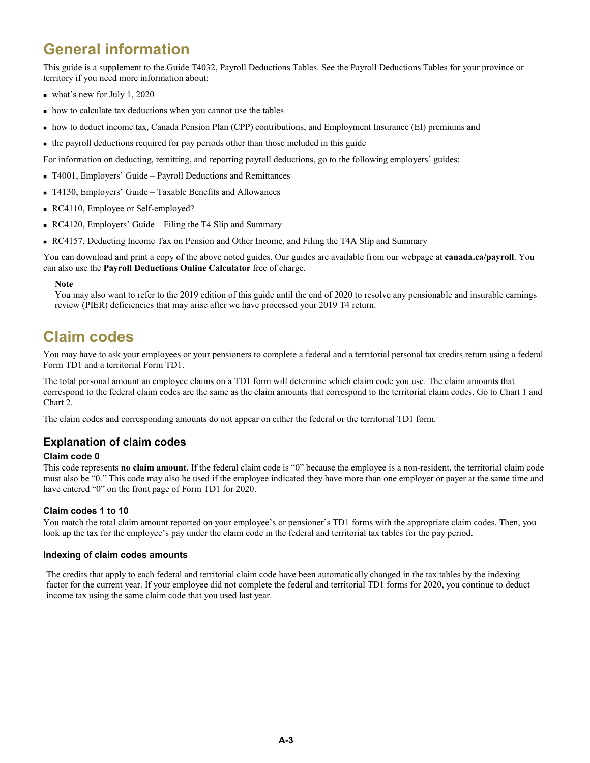# General information

This guide is a supplement to the Guide T4032, Payroll Deductions Tables. See the Payroll Deductions Tables for your province or territory if you need more information about:

- what's new for July 1, 2020
- how to calculate tax deductions when you cannot use the tables
- how to deduct income tax, Canada Pension Plan (CPP) contributions, and Employment Insurance (EI) premiums and
- the payroll deductions required for pay periods other than those included in this guide

For information on deducting, remitting, and reporting payroll deductions, go to the following employers' guides:

- T4001, Employers' Guide – Payroll Deductions and Remittances
- T4130, Employers' Guide – Taxable Benefits and Allowances
- RC4110, Employee or Self-employed?
- RC4120, Employers' Guide – Filing the T4 Slip and Summary
- RC4157, Deducting Income Tax on Pension and Other Income, and Filing the T4A Slip and Summary

You can download and print a copy of the above noted guides. Our guides are available from our webpage at **canada.ca/payroll**. You can also use the **Payroll Deductions Online Calculator** free of charge.

**Note**
You may also want to refer to the 2019 edition of this guide until the end of 2020 to resolve any pensionable and insurable earnings review (PIER) deficiencies that may arise after we have processed your 2019 T4 return.

# Claim codes

You may have to ask your employees or your pensioners to complete a federal and a territorial personal tax credits return using a federal Form TD1 and a territorial Form TD1.

The total personal amount an employee claims on a TD1 form will determine which claim code you use. The claim amounts that correspond to the federal claim codes are the same as the claim amounts that correspond to the territorial claim codes. Go to Chart 1 and Chart 2.

The claim codes and corresponding amounts do not appear on either the federal or the territorial TD1 form.

## Explanation of claim codes

### Claim code 0

This code represents **no claim amount**. If the federal claim code is "0" because the employee is a non-resident, the territorial claim code must also be "0." This code may also be used if the employee indicated they have more than one employer or payer at the same time and have entered "0" on the front page of Form TD1 for 2020.

### Claim codes 1 to 10

You match the total claim amount reported on your employee's or pensioner's TD1 forms with the appropriate claim codes. Then, you look up the tax for the employee's pay under the claim code in the federal and territorial tax tables for the pay period.

### Indexing of claim codes amounts

The credits that apply to each federal and territorial claim code have been automatically changed in the tax tables by the indexing factor for the current year. If your employee did not complete the federal and territorial TD1 forms for 2020, you continue to deduct income tax using the same claim code that you used last year.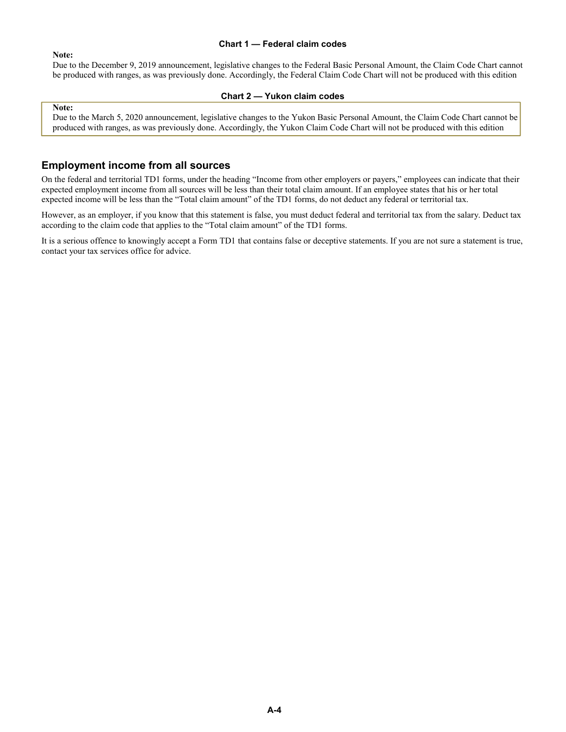### Chart 1 — Federal claim codes

**Note:**
Due to the December 9, 2019 announcement, legislative changes to the Federal Basic Personal Amount, the Claim Code Chart cannot be produced with ranges, as was previously done. Accordingly, the Federal Claim Code Chart will not be produced with this edition

### Chart 2 — Yukon claim codes

**Note:**
Due to the March 5, 2020 announcement, legislative changes to the Yukon Basic Personal Amount, the Claim Code Chart cannot be produced with ranges, as was previously done. Accordingly, the Yukon Claim Code Chart will not be produced with this edition

## Employment income from all sources

On the federal and territorial TD1 forms, under the heading "Income from other employers or payers," employees can indicate that their expected employment income from all sources will be less than their total claim amount. If an employee states that his or her total expected income will be less than the "Total claim amount" of the TD1 forms, do not deduct any federal or territorial tax.

However, as an employer, if you know that this statement is false, you must deduct federal and territorial tax from the salary. Deduct tax according to the claim code that applies to the "Total claim amount" of the TD1 forms.

It is a serious offence to knowingly accept a Form TD1 that contains false or deceptive statements. If you are not sure a statement is true, contact your tax services office for advice.